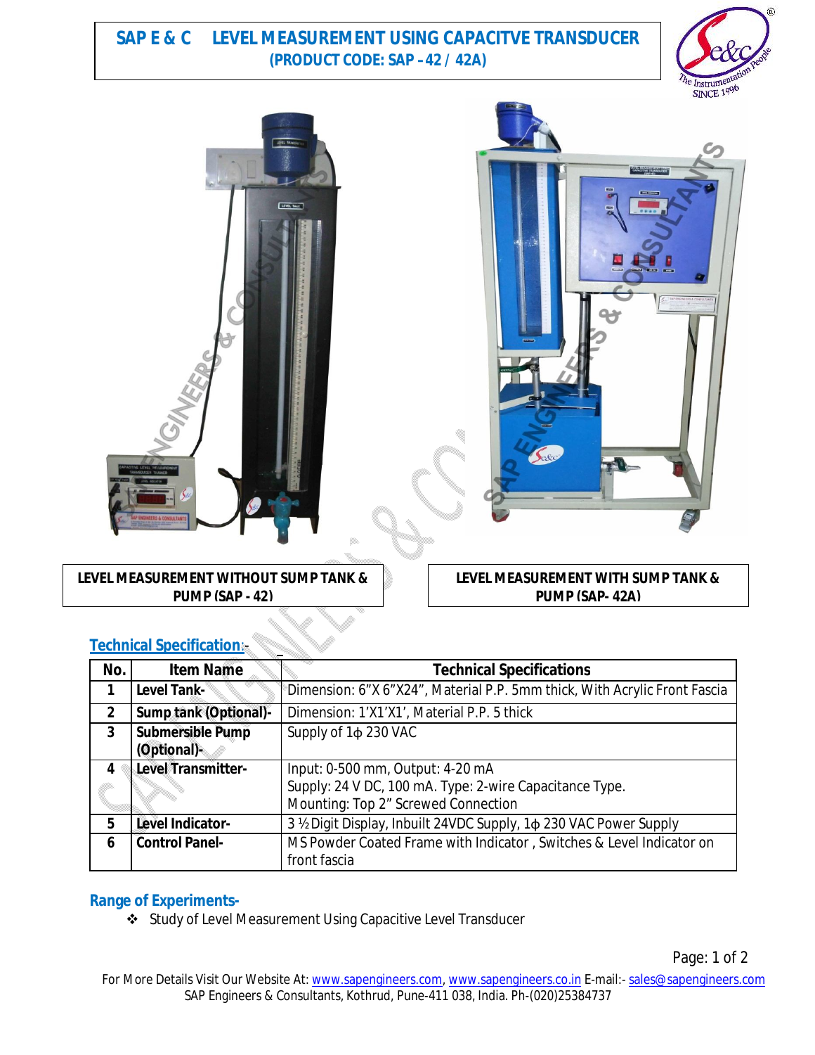# SAP E & C LEVEL MEASUREMENT USING CAPACITVE TRANSDUCER

**(PRODUCT CODE: SAP – 42 / 42A)**

**LEVEL MEASUREMENT WITHOUT SUMP TANK & PUMP (SAP - 42)**

**LEVEL MEASUREMENT WITH SUMP TANK & PUMP (SAP- 42A)**

## Technical Specification:-

| No. | Item Name | Technical Specifications |
|---|---|---|
| 1 | **Level Tank-** | Dimension: 6"X 6"X24", Material P.P. 5mm thick, With Acrylic Front Fascia |
| 2 | **Sump tank (Optional)-** | Dimension: 1'X1'X1', Material P.P. 5 thick |
| 3 | **Submersible Pump (Optional)-** | Supply of 1ϕ 230 VAC |
| 4 | **Level Transmitter-** | Input: 0-500 mm, Output: 4-20 mA<br>Supply: 24 V DC, 100 mA. Type: 2-wire Capacitance Type.<br>Mounting: Top 2" Screwed Connection |
| 5 | **Level Indicator-** | 3 ½ Digit Display, Inbuilt 24VDC Supply, 1ϕ 230 VAC Power Supply |
| 6 | **Control Panel-** | MS Powder Coated Frame with Indicator , Switches & Level Indicator on front fascia |

## Range of Experiments-

- Study of Level Measurement Using Capacitive Level Transducer

For More Details Visit Our Website At: www.sapengineers.com, www.sapengineers.co.in E-mail:- sales@sapengineers.com
SAP Engineers & Consultants, Kothrud, Pune-411 038, India. Ph-(020)25384737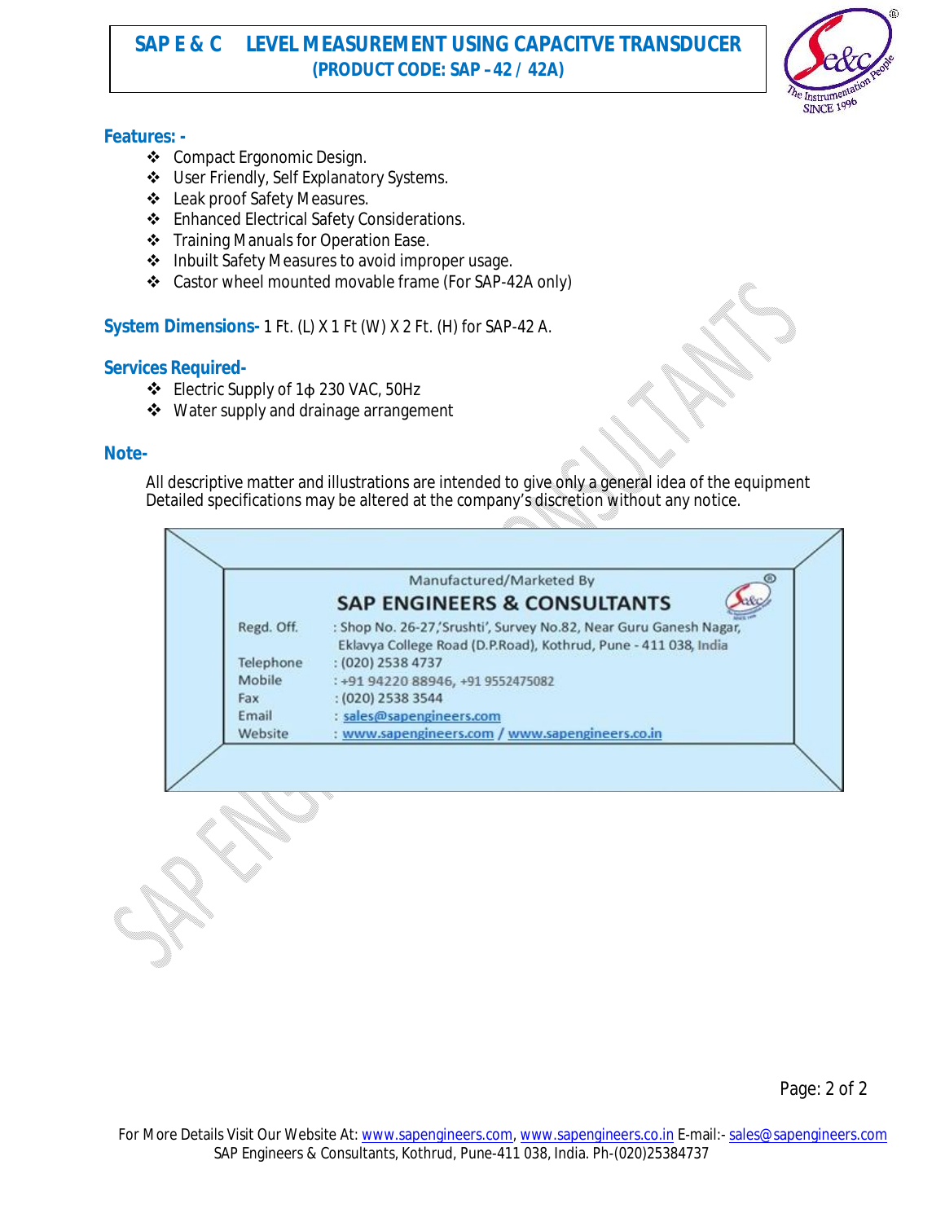# SAP E & C LEVEL MEASUREMENT USING CAPACITVE TRANSDUCER
## (PRODUCT CODE: SAP – 42 / 42A)

### Features: -

- Compact Ergonomic Design.
- User Friendly, Self Explanatory Systems.
- Leak proof Safety Measures.
- Enhanced Electrical Safety Considerations.
- Training Manuals for Operation Ease.
- Inbuilt Safety Measures to avoid improper usage.
- Castor wheel mounted movable frame (For SAP-42A only)

**System Dimensions-** 1 Ft. (L) X 1 Ft (W) X 2 Ft. (H) for SAP-42 A.

### Services Required-

- Electric Supply of 1ϕ 230 VAC, 50Hz
- Water supply and drainage arrangement

### Note-

All descriptive matter and illustrations are intended to give only a general idea of the equipment Detailed specifications may be altered at the company's discretion without any notice.

Manufactured/Marketed By

**SAP ENGINEERS & CONSULTANTS**

| | |
|---|---|
| Regd. Off. | : Shop No. 26-27,'Srushti', Survey No.82, Near Guru Ganesh Nagar, Eklavya College Road (D.P.Road), Kothrud, Pune - 411 038, India |
| Telephone | : (020) 2538 4737 |
| Mobile | : +91 94220 88946, +91 9552475082 |
| Fax | : (020) 2538 3544 |
| Email | : sales@sapengineers.com |
| Website | : www.sapengineers.com / www.sapengineers.co.in |

For More Details Visit Our Website At: www.sapengineers.com, www.sapengineers.co.in E-mail:- sales@sapengineers.com
SAP Engineers & Consultants, Kothrud, Pune-411 038, India. Ph-(020)25384737